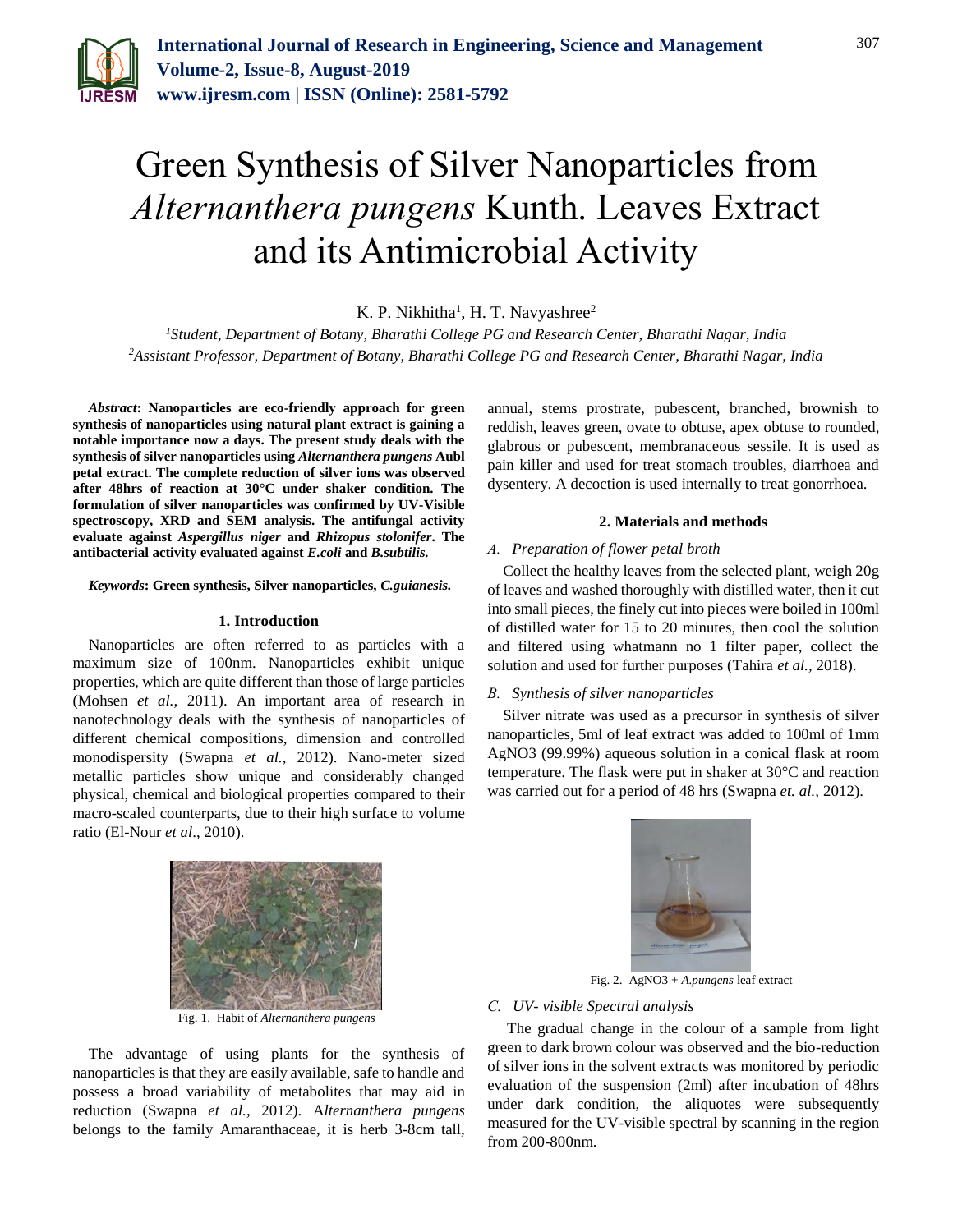# Green Synthesis of Silver Nanoparticles from *Alternanthera pungens* Kunth. Leaves Extract and its Antimicrobial Activity

K. P. Nikhitha[1], H. T. Navyashree[2]

[1]*Student, Department of Botany, Bharathi College PG and Research Center, Bharathi Nagar, India*
[2]*Assistant Professor, Department of Botany, Bharathi College PG and Research Center, Bharathi Nagar, India*

***Abstract*: Nanoparticles are eco-friendly approach for green synthesis of nanoparticles using natural plant extract is gaining a notable importance now a days. The present study deals with the synthesis of silver nanoparticles using *Alternanthera pungens* Aubl petal extract. The complete reduction of silver ions was observed after 48hrs of reaction at 30°C under shaker condition. The formulation of silver nanoparticles was confirmed by UV-Visible spectroscopy, XRD and SEM analysis. The antifungal activity evaluate against *Aspergillus niger* and *Rhizopus stolonifer*. The antibacterial activity evaluated against *E.coli* and *B.subtilis.***

***Keywords*: Green synthesis, Silver nanoparticles, *C.guianesis.***

## 1. Introduction

Nanoparticles are often referred to as particles with a maximum size of 100nm. Nanoparticles exhibit unique properties, which are quite different than those of large particles (Mohsen *et al.,* 2011). An important area of research in nanotechnology deals with the synthesis of nanoparticles of different chemical compositions, dimension and controlled monodispersity (Swapna *et al.,* 2012). Nano-meter sized metallic particles show unique and considerably changed physical, chemical and biological properties compared to their macro-scaled counterparts, due to their high surface to volume ratio (El-Nour *et al*., 2010).

Fig. 1. Habit of *Alternanthera pungens*

The advantage of using plants for the synthesis of nanoparticles is that they are easily available, safe to handle and possess a broad variability of metabolites that may aid in reduction (Swapna *et al.,* 2012). A*lternanthera pungens* belongs to the family Amaranthaceae, it is herb 3-8cm tall, annual, stems prostrate, pubescent, branched, brownish to reddish, leaves green, ovate to obtuse, apex obtuse to rounded, glabrous or pubescent, membranaceous sessile. It is used as pain killer and used for treat stomach troubles, diarrhoea and dysentery. A decoction is used internally to treat gonorrhoea.

## 2. Materials and methods

### *A. Preparation of flower petal broth*

Collect the healthy leaves from the selected plant, weigh 20g of leaves and washed thoroughly with distilled water, then it cut into small pieces, the finely cut into pieces were boiled in 100ml of distilled water for 15 to 20 minutes, then cool the solution and filtered using whatmann no 1 filter paper, collect the solution and used for further purposes (Tahira *et al.,* 2018).

### *B. Synthesis of silver nanoparticles*

Silver nitrate was used as a precursor in synthesis of silver nanoparticles, 5ml of leaf extract was added to 100ml of 1mm $AgNO_3$ (99.99%) aqueous solution in a conical flask at room temperature. The flask were put in shaker at 30°C and reaction was carried out for a period of 48 hrs (Swapna *et. al.,* 2012).

Fig. 2. $AgNO_3$ + *A.pungens* leaf extract

### *C. UV- visible Spectral analysis*

The gradual change in the colour of a sample from light green to dark brown colour was observed and the bio-reduction of silver ions in the solvent extracts was monitored by periodic evaluation of the suspension (2ml) after incubation of 48hrs under dark condition, the aliquotes were subsequently measured for the UV-visible spectral by scanning in the region from 200-800nm.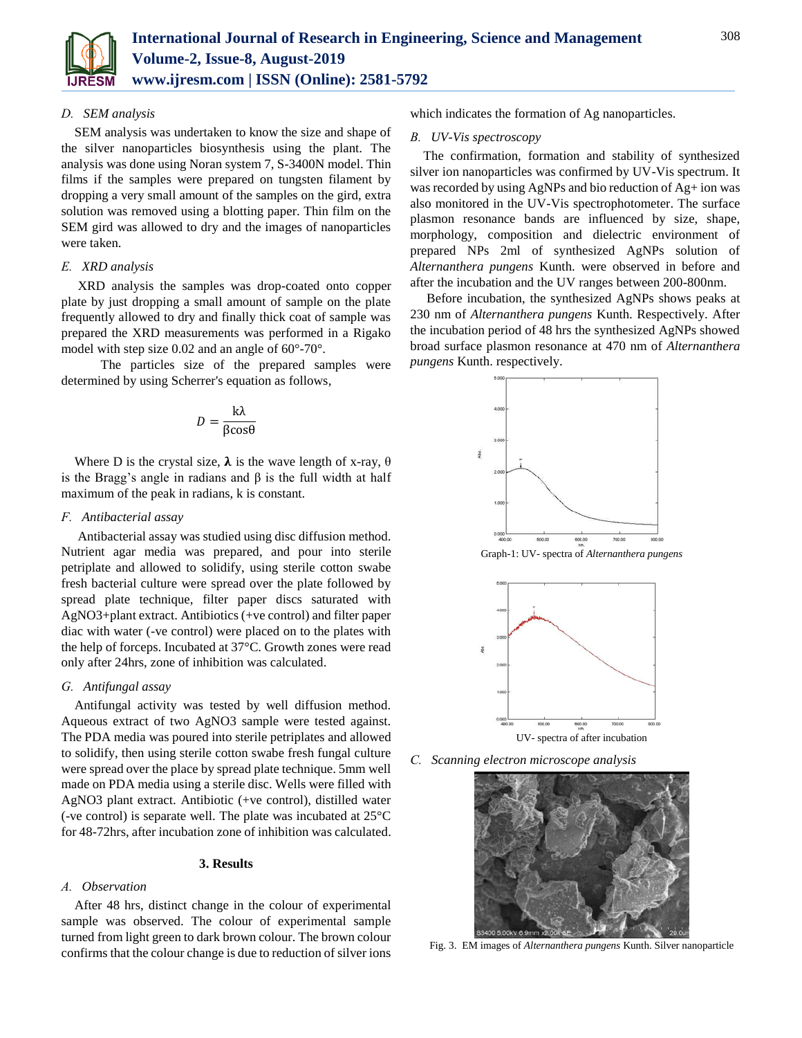### D. SEM analysis

SEM analysis was undertaken to know the size and shape of the silver nanoparticles biosynthesis using the plant. The analysis was done using Noran system 7, S-3400N model. Thin films if the samples were prepared on tungsten filament by dropping a very small amount of the samples on the gird, extra solution was removed using a blotting paper. Thin film on the SEM gird was allowed to dry and the images of nanoparticles were taken.

### E. XRD analysis

XRD analysis the samples was drop-coated onto copper plate by just dropping a small amount of sample on the plate frequently allowed to dry and finally thick coat of sample was prepared the XRD measurements was performed in a Rigako model with step size 0.02 and an angle of 60°-70°.

The particles size of the prepared samples were determined by using Scherrer's equation as follows,

$$D = \frac{k\lambda}{\beta \cos\theta}$$

Where D is the crystal size, $\lambda$ is the wave length of x-ray, $\theta$ is the Bragg's angle in radians and $\beta$ is the full width at half maximum of the peak in radians, k is constant.

### F. Antibacterial assay

Antibacterial assay was studied using disc diffusion method. Nutrient agar media was prepared, and pour into sterile petriplate and allowed to solidify, using sterile cotton swabe fresh bacterial culture were spread over the plate followed by spread plate technique, filter paper discs saturated with $AgNO_3$+plant extract. Antibiotics (+ve control) and filter paper diac with water (-ve control) were placed on to the plates with the help of forceps. Incubated at 37°C. Growth zones were read only after 24hrs, zone of inhibition was calculated.

### G. Antifungal assay

Antifungal activity was tested by well diffusion method. Aqueous extract of two $AgNO_3$ sample were tested against. The PDA media was poured into sterile petriplates and allowed to solidify, then using sterile cotton swabe fresh fungal culture were spread over the place by spread plate technique. 5mm well made on PDA media using a sterile disc. Wells were filled with $AgNO_3$ plant extract. Antibiotic (+ve control), distilled water (-ve control) is separate well. The plate was incubated at 25°C for 48-72hrs, after incubation zone of inhibition was calculated.

## 3. Results

### A. Observation

After 48 hrs, distinct change in the colour of experimental sample was observed. The colour of experimental sample turned from light green to dark brown colour. The brown colour confirms that the colour change is due to reduction of silver ions which indicates the formation of Ag nanoparticles.

### B. UV-Vis spectroscopy

The confirmation, formation and stability of synthesized silver ion nanoparticles was confirmed by UV-Vis spectrum. It was recorded by using AgNPs and bio reduction of $Ag^+$ ion was also monitored in the UV-Vis spectrophotometer. The surface plasmon resonance bands are influenced by size, shape, morphology, composition and dielectric environment of prepared NPs 2ml of synthesized AgNPs solution of *Alternanthera pungens* Kunth. were observed in before and after the incubation and the UV ranges between 200-800nm.

Before incubation, the synthesized AgNPs shows peaks at 230 nm of *Alternanthera pungens* Kunth. Respectively. After the incubation period of 48 hrs the synthesized AgNPs showed broad surface plasmon resonance at 470 nm of *Alternanthera pungens* Kunth. respectively.

Graph-1: UV- spectra of *Alternanthera pungens*

UV- spectra of after incubation

### C. Scanning electron microscope analysis

Fig. 3. EM images of *Alternanthera pungens* Kunth. Silver nanoparticle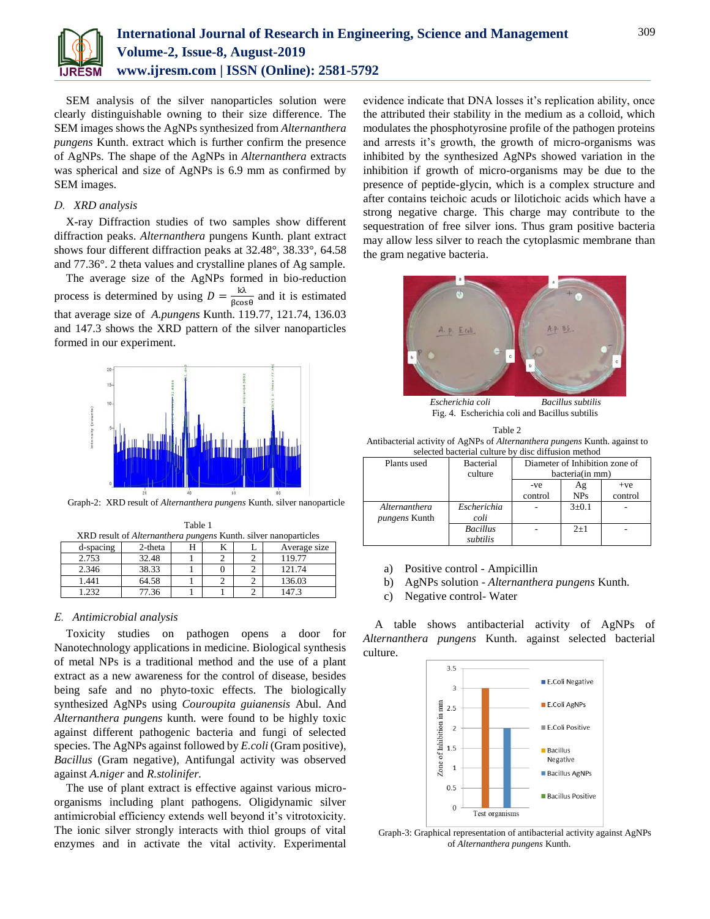SEM analysis of the silver nanoparticles solution were clearly distinguishable owning to their size difference. The SEM images shows the AgNPs synthesized from *Alternanthera pungens* Kunth. extract which is further confirm the presence of AgNPs. The shape of the AgNPs in *Alternanthera* extracts was spherical and size of AgNPs is 6.9 mm as confirmed by SEM images.

### D. XRD analysis

X-ray Diffraction studies of two samples show different diffraction peaks. *Alternanthera* pungens Kunth. plant extract shows four different diffraction peaks at 32.48°, 38.33°, 64.58 and 77.36°. 2 theta values and crystalline planes of Ag sample.

The average size of the AgNPs formed in bio-reduction process is determined by using $D = \frac{k\lambda}{\beta\cos\theta}$ and it is estimated that average size of *A.pungens* Kunth. 119.77, 121.74, 136.03 and 147.3 shows the XRD pattern of the silver nanoparticles formed in our experiment.

Graph-2: XRD result of *Alternanthera pungens* Kunth. silver nanoparticle

Table 1
XRD result of *Alternanthera pungens* Kunth. silver nanoparticles

| d-spacing | 2-theta | H | K | L | Average size |
|---|---|---|---|---|---|
| 2.753 | 32.48 | 1 | 2 | 2 | 119.77 |
| 2.346 | 38.33 | 1 | 0 | 2 | 121.74 |
| 1.441 | 64.58 | 1 | 2 | 2 | 136.03 |
| 1.232 | 77.36 | 1 | 1 | 2 | 147.3 |

### E. Antimicrobial analysis

Toxicity studies on pathogen opens a door for Nanotechnology applications in medicine. Biological synthesis of metal NPs is a traditional method and the use of a plant extract as a new awareness for the control of disease, besides being safe and no phyto-toxic effects. The biologically synthesized AgNPs using *Couroupita guianensis* Abul. And *Alternanthera pungens* kunth. were found to be highly toxic against different pathogenic bacteria and fungi of selected species. The AgNPs against followed by *E.coli* (Gram positive), *Bacillus* (Gram negative), Antifungal activity was observed against *A.niger* and *R.stolinifer.*

The use of plant extract is effective against various micro-organisms including plant pathogens. Oligidynamic silver antimicrobial efficiency extends well beyond it's vitrotoxicity. The ionic silver strongly interacts with thiol groups of vital enzymes and in activate the vital activity. Experimental evidence indicate that DNA losses it's replication ability, once the attributed their stability in the medium as a colloid, which modulates the phosphotyrosine profile of the pathogen proteins and arrests it's growth, the growth of micro-organisms was inhibited by the synthesized AgNPs showed variation in the inhibition if growth of micro-organisms may be due to the presence of peptide-glycin, which is a complex structure and after contains teichoic acuds or lilotichoic acids which have a strong negative charge. This charge may contribute to the sequestration of free silver ions. Thus gram positive bacteria may allow less silver to reach the cytoplasmic membrane than the gram negative bacteria.

*Escherichia coli* *Bacillus subtilis*
Fig. 4. Escherichia coli and Bacillus subtilis

Table 2
Antibacterial activity of AgNPs of *Alternanthera pungens* Kunth. against to selected bacterial culture by disc diffusion method

| Plants used | Bacterial culture | Diameter of Inhibition zone of bacteria(in mm) | | |
|---|---|---|---|---|
| | | -ve control | Ag NPs | +ve control |
| *Alternanthera pungens* Kunth | *Escherichia coli* | - | 3±0.1 | - |
| | *Bacillus subtilis* | - | 2±1 | - |

a) Positive control - Ampicillin
b) AgNPs solution - *Alternanthera pungens* Kunth.
c) Negative control- Water

A table shows antibacterial activity of AgNPs of *Alternanthera pungens* Kunth. against selected bacterial culture.

Graph-3: Graphical representation of antibacterial activity against AgNPs of *Alternanthera pungens* Kunth.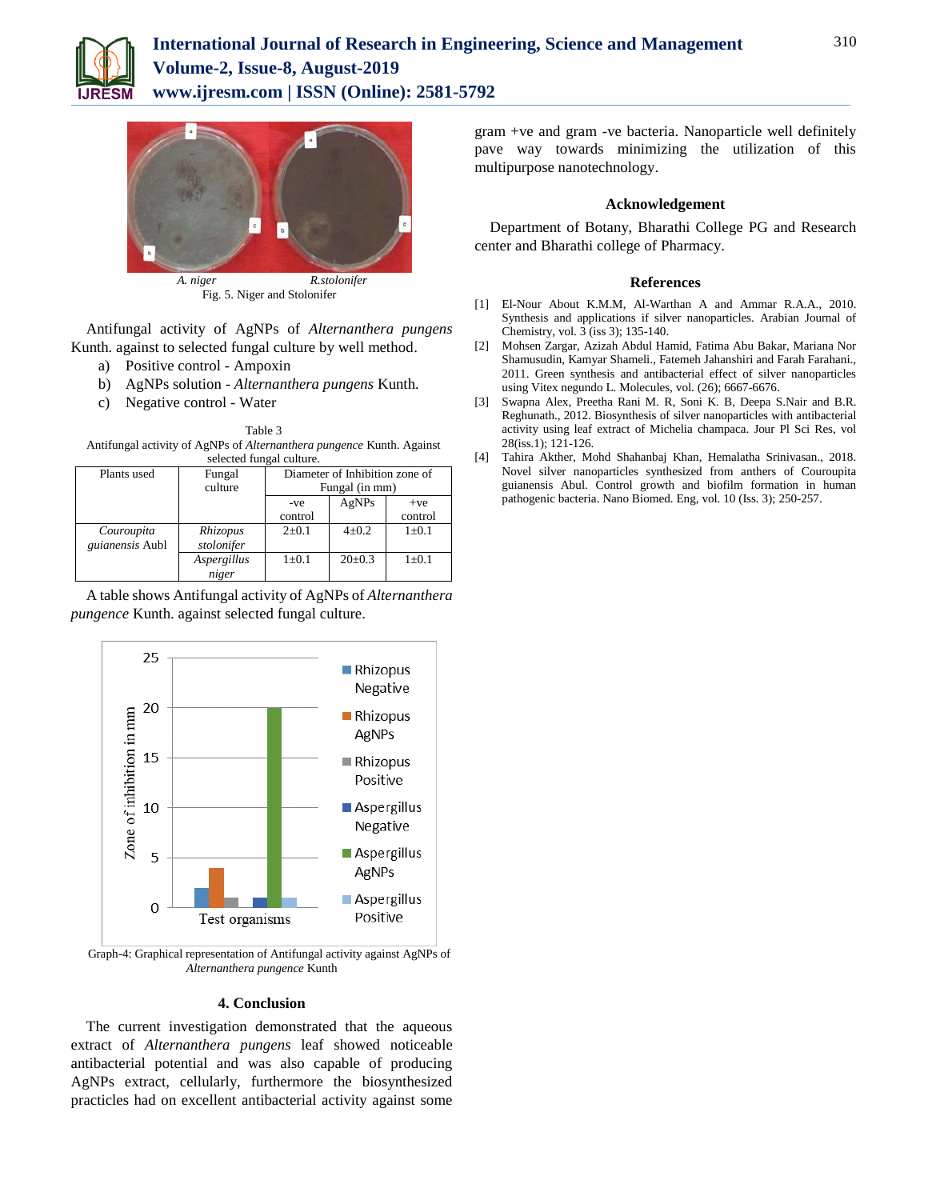A. niger R.stolonifer

Fig. 5. Niger and Stolonifer

Antifungal activity of AgNPs of *Alternanthera pungens* Kunth. against to selected fungal culture by well method.

a) Positive control - Ampoxin
b) AgNPs solution - *Alternanthera pungens* Kunth.
c) Negative control - Water

Table 3
Antifungal activity of AgNPs of *Alternanthera pungence* Kunth. Against selected fungal culture.

| Plants used | Fungal culture | Diameter of Inhibition zone of Fungal (in mm) | | |
|---|---|---|---|---|
| | | -ve control | AgNPs | +ve control |
| *Couroupita guianensis* Aubl | *Rhizopus stolonifer* | 2±0.1 | 4±0.2 | 1±0.1 |
| | *Aspergillus niger* | 1±0.1 | 20±0.3 | 1±0.1 |

A table shows Antifungal activity of AgNPs of *Alternanthera pungence* Kunth. against selected fungal culture.

25
20
15
10
5
0
Zone of inhibition in mm
Test organisms
Rhizopus Negative
Rhizopus AgNPs
Rhizopus Positive
Aspergillus Negative
Aspergillus AgNPs
Aspergillus Positive

Graph-4: Graphical representation of Antifungal activity against AgNPs of *Alternanthera pungence* Kunth

## 4. Conclusion

The current investigation demonstrated that the aqueous extract of *Alternanthera pungens* leaf showed noticeable antibacterial potential and was also capable of producing AgNPs extract, cellularly, furthermore the biosynthesized practicles had on excellent antibacterial activity against some gram +ve and gram -ve bacteria. Nanoparticle well definitely pave way towards minimizing the utilization of this multipurpose nanotechnology.

## Acknowledgement

Department of Botany, Bharathi College PG and Research center and Bharathi college of Pharmacy.

## References

[1] El-Nour About K.M.M, Al-Warthan A and Ammar R.A.A., 2010. Synthesis and applications if silver nanoparticles. Arabian Journal of Chemistry, vol. 3 (iss 3); 135-140.

[2] Mohsen Zargar, Azizah Abdul Hamid, Fatima Abu Bakar, Mariana Nor Shamusudin, Kamyar Shameli., Fatemeh Jahanshiri and Farah Farahani., 2011. Green synthesis and antibacterial effect of silver nanoparticles using Vitex negundo L. Molecules, vol. (26); 6667-6676.

[3] Swapna Alex, Preetha Rani M. R, Soni K. B, Deepa S.Nair and B.R. Reghunath., 2012. Biosynthesis of silver nanoparticles with antibacterial activity using leaf extract of Michelia champaca. Jour Pl Sci Res, vol 28(iss.1); 121-126.

[4] Tahira Akther, Mohd Shahanbaj Khan, Hemalatha Srinivasan., 2018. Novel silver nanoparticles synthesized from anthers of Couroupita guianensis Abul. Control growth and biofilm formation in human pathogenic bacteria. Nano Biomed. Eng, vol. 10 (Iss. 3); 250-257.